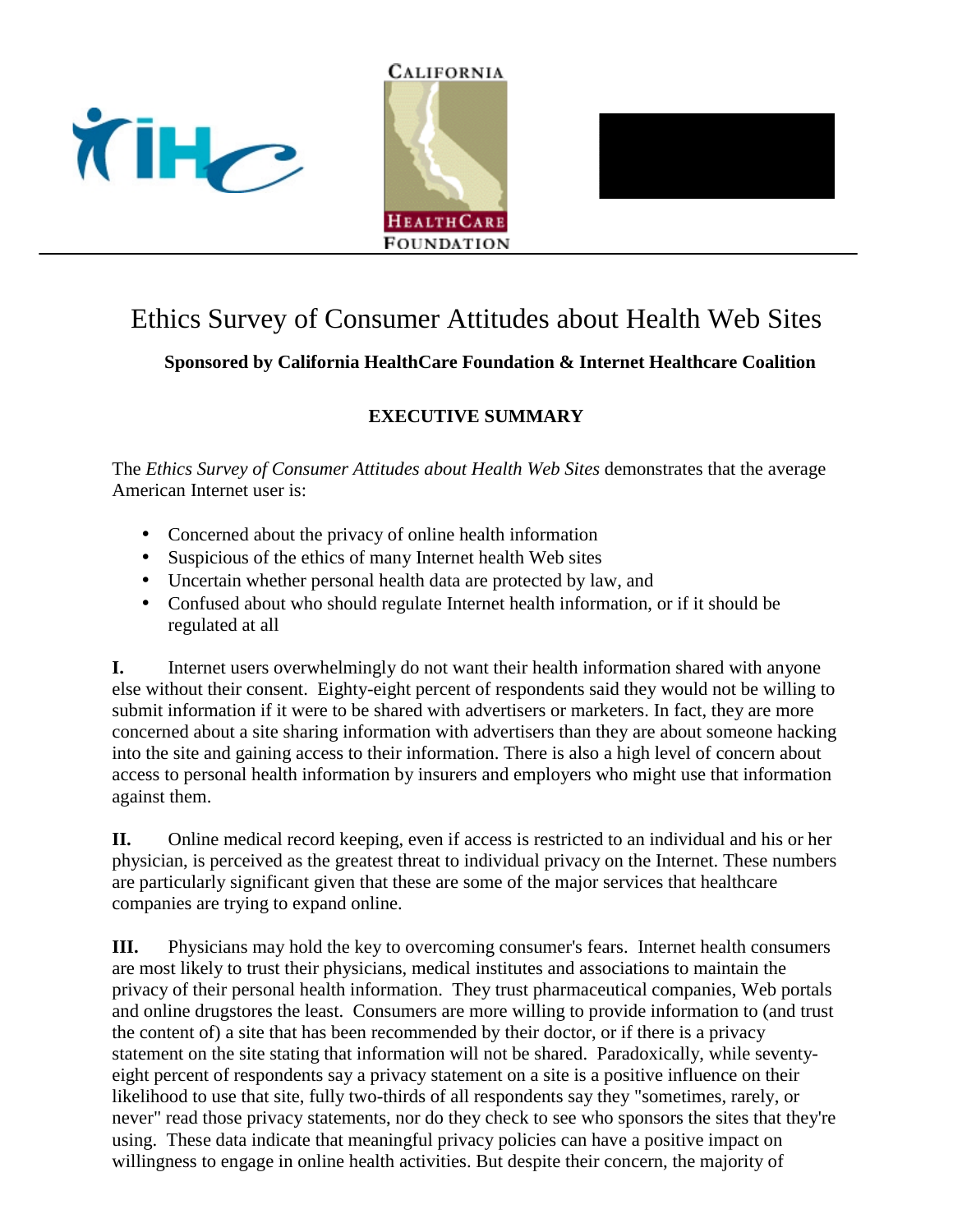# Ethics Survey of Consumer Attitudes about Health Web Sites

**Sponsored by California HealthCare Foundation & Internet Healthcare Coalition**

## EXECUTIVE SUMMARY

The *Ethics Survey of Consumer Attitudes about Health Web Sites* demonstrates that the average American Internet user is:

- Concerned about the privacy of online health information
- Suspicious of the ethics of many Internet health Web sites
- Uncertain whether personal health data are protected by law, and
- Confused about who should regulate Internet health information, or if it should be regulated at all

**I.** Internet users overwhelmingly do not want their health information shared with anyone else without their consent. Eighty-eight percent of respondents said they would not be willing to submit information if it were to be shared with advertisers or marketers. In fact, they are more concerned about a site sharing information with advertisers than they are about someone hacking into the site and gaining access to their information. There is also a high level of concern about access to personal health information by insurers and employers who might use that information against them.

**II.** Online medical record keeping, even if access is restricted to an individual and his or her physician, is perceived as the greatest threat to individual privacy on the Internet. These numbers are particularly significant given that these are some of the major services that healthcare companies are trying to expand online.

**III.** Physicians may hold the key to overcoming consumer's fears. Internet health consumers are most likely to trust their physicians, medical institutes and associations to maintain the privacy of their personal health information. They trust pharmaceutical companies, Web portals and online drugstores the least. Consumers are more willing to provide information to (and trust the content of) a site that has been recommended by their doctor, or if there is a privacy statement on the site stating that information will not be shared. Paradoxically, while seventy-eight percent of respondents say a privacy statement on a site is a positive influence on their likelihood to use that site, fully two-thirds of all respondents say they "sometimes, rarely, or never" read those privacy statements, nor do they check to see who sponsors the sites that they're using. These data indicate that meaningful privacy policies can have a positive impact on willingness to engage in online health activities. But despite their concern, the majority of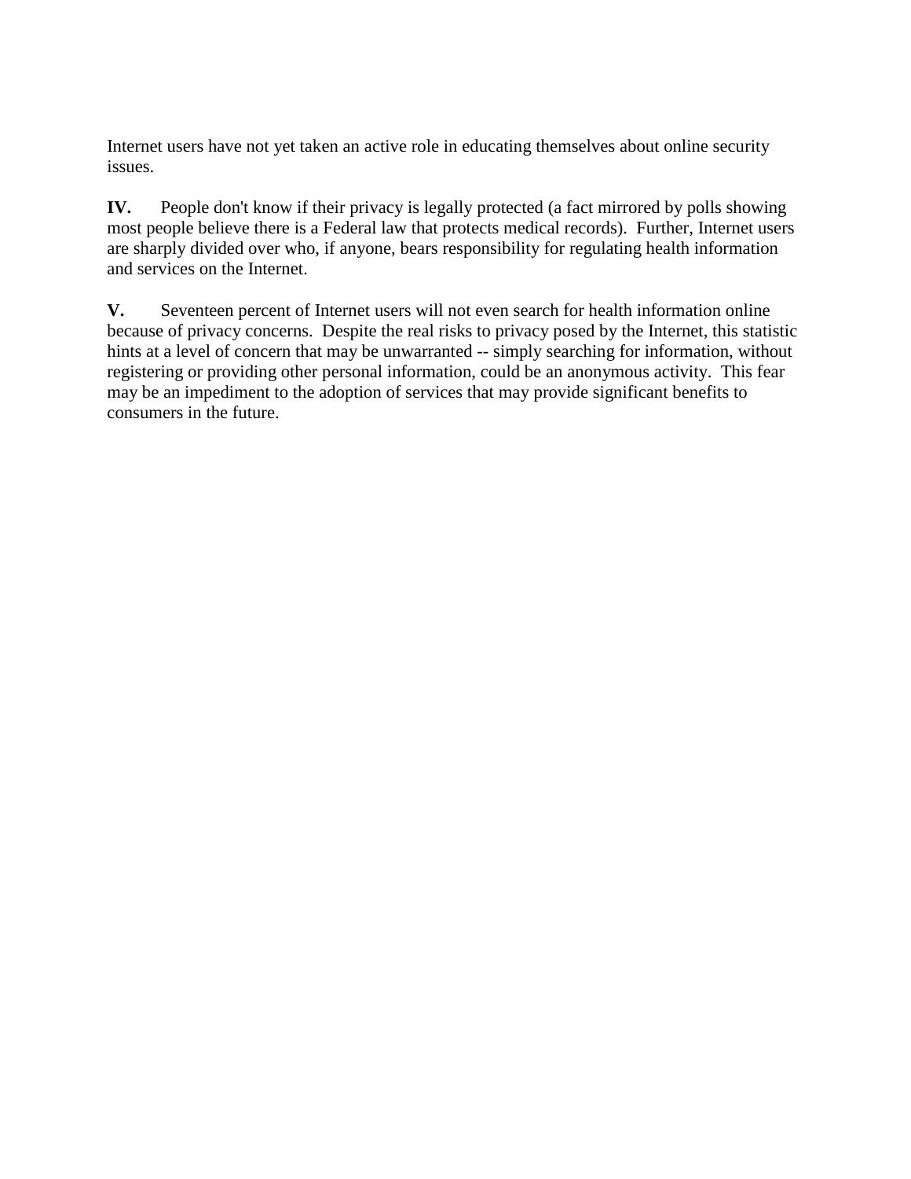Internet users have not yet taken an active role in educating themselves about online security issues.

**IV.** People don't know if their privacy is legally protected (a fact mirrored by polls showing most people believe there is a Federal law that protects medical records). Further, Internet users are sharply divided over who, if anyone, bears responsibility for regulating health information and services on the Internet.

**V.** Seventeen percent of Internet users will not even search for health information online because of privacy concerns. Despite the real risks to privacy posed by the Internet, this statistic hints at a level of concern that may be unwarranted -- simply searching for information, without registering or providing other personal information, could be an anonymous activity. This fear may be an impediment to the adoption of services that may provide significant benefits to consumers in the future.